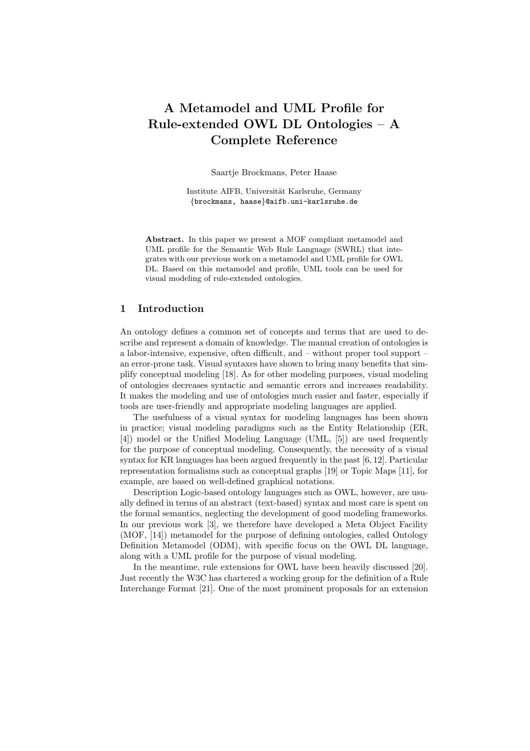# A Metamodel and UML Profile for Rule-extended OWL DL Ontologies – A Complete Reference

Saartje Brockmans, Peter Haase

Institute AIFB, Universität Karlsruhe, Germany
{brockmans, haase}@aifb.uni-karlsruhe.de

**Abstract.** In this paper we present a MOF compliant metamodel and UML profile for the Semantic Web Rule Language (SWRL) that integrates with our previous work on a metamodel and UML profile for OWL DL. Based on this metamodel and profile, UML tools can be used for visual modeling of rule-extended ontologies.

## 1 Introduction

An ontology defines a common set of concepts and terms that are used to describe and represent a domain of knowledge. The manual creation of ontologies is a labor-intensive, expensive, often difficult, and – without proper tool support – an error-prone task. Visual syntaxes have shown to bring many benefits that simplify conceptual modeling [18]. As for other modeling purposes, visual modeling of ontologies decreases syntactic and semantic errors and increases readability. It makes the modeling and use of ontologies much easier and faster, especially if tools are user-friendly and appropriate modeling languages are applied.

The usefulness of a visual syntax for modeling languages has been shown in practice; visual modeling paradigms such as the Entity Relationship (ER, [4]) model or the Unified Modeling Language (UML, [5]) are used frequently for the purpose of conceptual modeling. Consequently, the necessity of a visual syntax for KR languages has been argued frequently in the past [6, 12]. Particular representation formalisms such as conceptual graphs [19] or Topic Maps [11], for example, are based on well-defined graphical notations.

Description Logic-based ontology languages such as OWL, however, are usually defined in terms of an abstract (text-based) syntax and most care is spent on the formal semantics, neglecting the development of good modeling frameworks. In our previous work [3], we therefore have developed a Meta Object Facility (MOF, [14]) metamodel for the purpose of defining ontologies, called Ontology Definition Metamodel (ODM), with specific focus on the OWL DL language, along with a UML profile for the purpose of visual modeling.

In the meantime, rule extensions for OWL have been heavily discussed [20]. Just recently the W3C has chartered a working group for the definition of a Rule Interchange Format [21]. One of the most prominent proposals for an extension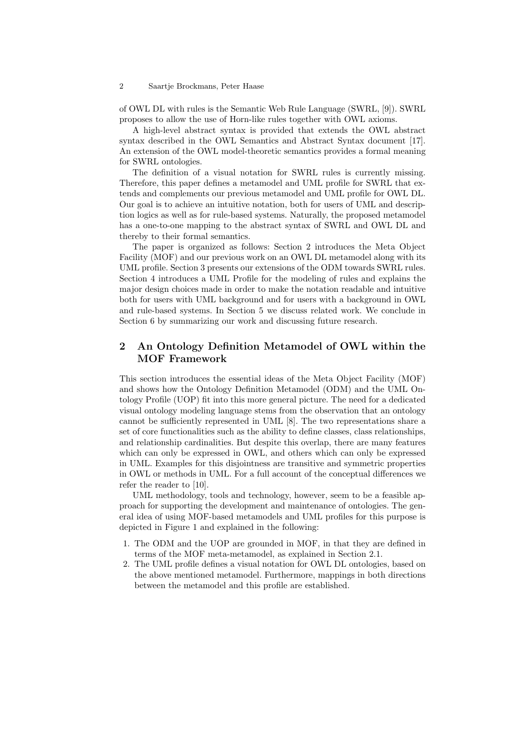of OWL DL with rules is the Semantic Web Rule Language (SWRL, [9]). SWRL proposes to allow the use of Horn-like rules together with OWL axioms.

A high-level abstract syntax is provided that extends the OWL abstract syntax described in the OWL Semantics and Abstract Syntax document [17]. An extension of the OWL model-theoretic semantics provides a formal meaning for SWRL ontologies.

The definition of a visual notation for SWRL rules is currently missing. Therefore, this paper defines a metamodel and UML profile for SWRL that extends and complements our previous metamodel and UML profile for OWL DL. Our goal is to achieve an intuitive notation, both for users of UML and description logics as well as for rule-based systems. Naturally, the proposed metamodel has a one-to-one mapping to the abstract syntax of SWRL and OWL DL and thereby to their formal semantics.

The paper is organized as follows: Section 2 introduces the Meta Object Facility (MOF) and our previous work on an OWL DL metamodel along with its UML profile. Section 3 presents our extensions of the ODM towards SWRL rules. Section 4 introduces a UML Profile for the modeling of rules and explains the major design choices made in order to make the notation readable and intuitive both for users with UML background and for users with a background in OWL and rule-based systems. In Section 5 we discuss related work. We conclude in Section 6 by summarizing our work and discussing future research.

## 2 An Ontology Definition Metamodel of OWL within the MOF Framework

This section introduces the essential ideas of the Meta Object Facility (MOF) and shows how the Ontology Definition Metamodel (ODM) and the UML Ontology Profile (UOP) fit into this more general picture. The need for a dedicated visual ontology modeling language stems from the observation that an ontology cannot be sufficiently represented in UML [8]. The two representations share a set of core functionalities such as the ability to define classes, class relationships, and relationship cardinalities. But despite this overlap, there are many features which can only be expressed in OWL, and others which can only be expressed in UML. Examples for this disjointness are transitive and symmetric properties in OWL or methods in UML. For a full account of the conceptual differences we refer the reader to [10].

UML methodology, tools and technology, however, seem to be a feasible approach for supporting the development and maintenance of ontologies. The general idea of using MOF-based metamodels and UML profiles for this purpose is depicted in Figure 1 and explained in the following:

1. The ODM and the UOP are grounded in MOF, in that they are defined in terms of the MOF meta-metamodel, as explained in Section 2.1.
2. The UML profile defines a visual notation for OWL DL ontologies, based on the above mentioned metamodel. Furthermore, mappings in both directions between the metamodel and this profile are established.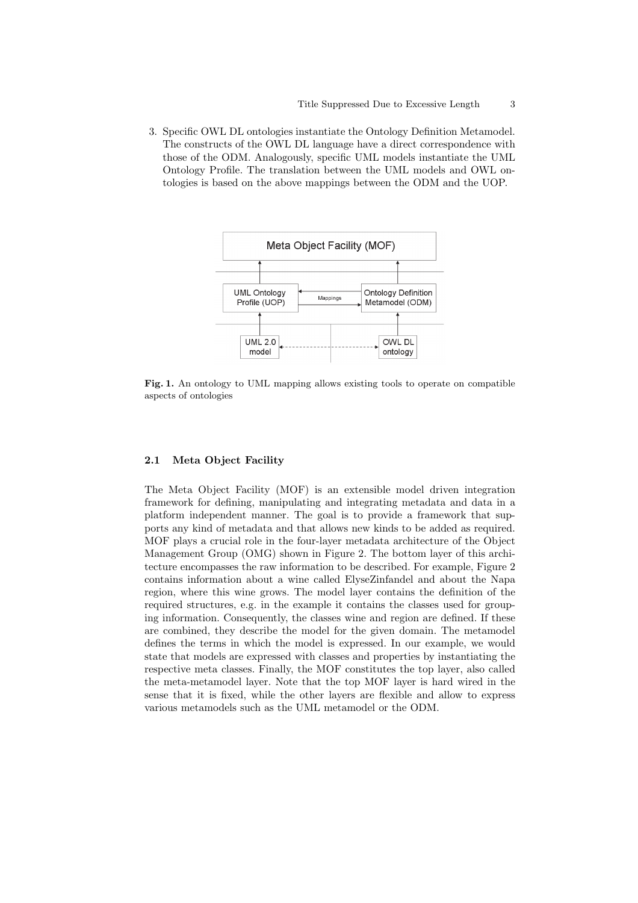3. Specific OWL DL ontologies instantiate the Ontology Definition Metamodel. The constructs of the OWL DL language have a direct correspondence with those of the ODM. Analogously, specific UML models instantiate the UML Ontology Profile. The translation between the UML models and OWL ontologies is based on the above mappings between the ODM and the UOP.

Meta Object Facility (MOF)

UML Ontology Profile (UOP)

Mappings

Ontology Definition Metamodel (ODM)

UML 2.0 model

OWL DL ontology

**Fig. 1.** An ontology to UML mapping allows existing tools to operate on compatible aspects of ontologies

### 2.1 Meta Object Facility

The Meta Object Facility (MOF) is an extensible model driven integration framework for defining, manipulating and integrating metadata and data in a platform independent manner. The goal is to provide a framework that supports any kind of metadata and that allows new kinds to be added as required. MOF plays a crucial role in the four-layer metadata architecture of the Object Management Group (OMG) shown in Figure 2. The bottom layer of this architecture encompasses the raw information to be described. For example, Figure 2 contains information about a wine called ElyseZinfandel and about the Napa region, where this wine grows. The model layer contains the definition of the required structures, e.g. in the example it contains the classes used for grouping information. Consequently, the classes wine and region are defined. If these are combined, they describe the model for the given domain. The metamodel defines the terms in which the model is expressed. In our example, we would state that models are expressed with classes and properties by instantiating the respective meta classes. Finally, the MOF constitutes the top layer, also called the meta-metamodel layer. Note that the top MOF layer is hard wired in the sense that it is fixed, while the other layers are flexible and allow to express various metamodels such as the UML metamodel or the ODM.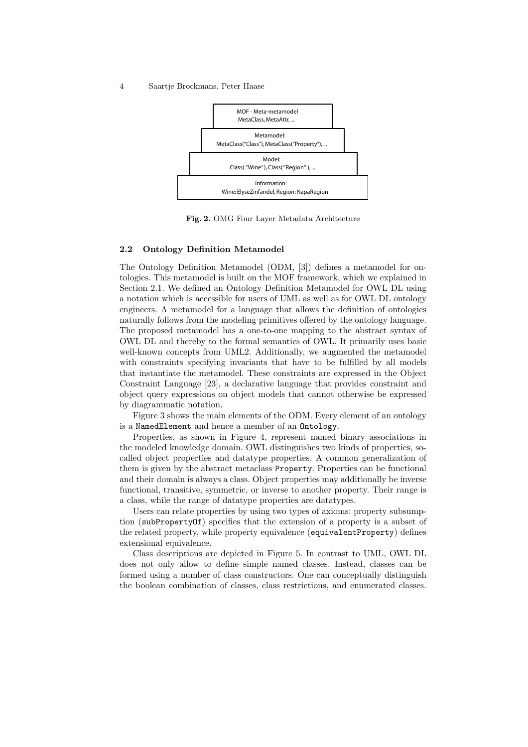MOF - Meta-metamodel
MetaClass, MetaAttr, ...

Metamodel:
MetaClass("Class"), MetaClass("Property"), ...

Model:
Class( "Wine"), Class("Region" ), ...

Information:
Wine: ElyseZinfandel, Region: NapaRegion

**Fig. 2.** OMG Four Layer Metadata Architecture

### 2.2 Ontology Definition Metamodel

The Ontology Definition Metamodel (ODM, [3]) defines a metamodel for ontologies. This metamodel is built on the MOF framework, which we explained in Section 2.1. We defined an Ontology Definition Metamodel for OWL DL using a notation which is accessible for users of UML as well as for OWL DL ontology engineers. A metamodel for a language that allows the definition of ontologies naturally follows from the modeling primitives offered by the ontology language. The proposed metamodel has a one-to-one mapping to the abstract syntax of OWL DL and thereby to the formal semantics of OWL. It primarily uses basic well-known concepts from UML2. Additionally, we augmented the metamodel with constraints specifying invariants that have to be fulfilled by all models that instantiate the metamodel. These constraints are expressed in the Object Constraint Language [23], a declarative language that provides constraint and object query expressions on object models that cannot otherwise be expressed by diagrammatic notation.

Figure 3 shows the main elements of the ODM. Every element of an ontology is a `NamedElement` and hence a member of an `Ontology`.

Properties, as shown in Figure 4, represent named binary associations in the modeled knowledge domain. OWL distinguishes two kinds of properties, so-called object properties and datatype properties. A common generalization of them is given by the abstract metaclass `Property`. Properties can be functional and their domain is always a class. Object properties may additionally be inverse functional, transitive, symmetric, or inverse to another property. Their range is a class, while the range of datatype properties are datatypes.

Users can relate properties by using two types of axioms: property subsumption (`subPropertyOf`) specifies that the extension of a property is a subset of the related property, while property equivalence (`equivalentProperty`) defines extensional equivalence.

Class descriptions are depicted in Figure 5. In contrast to UML, OWL DL does not only allow to define simple named classes. Instead, classes can be formed using a number of class constructors. One can conceptually distinguish the boolean combination of classes, class restrictions, and enumerated classes.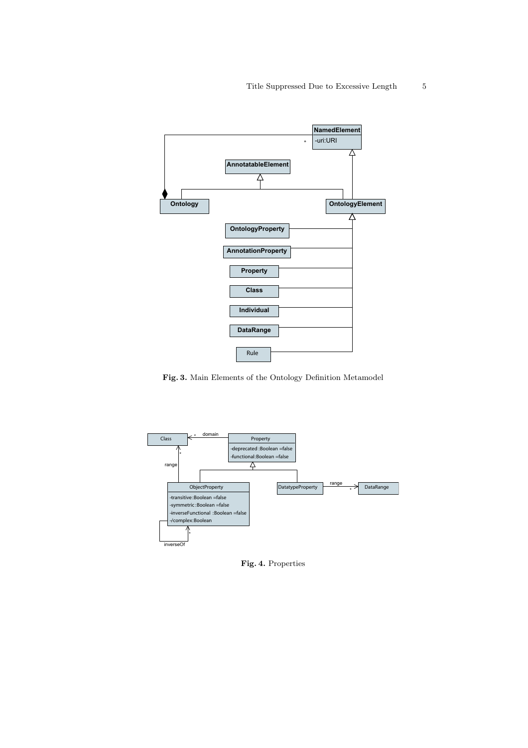NamedElement
-uri:URI
*
AnnotatableElement
Ontology
OntologyElement
OntologyProperty
AnnotationProperty
Property
Class
Individual
DataRange
Rule

**Fig. 3.** Main Elements of the Ontology Definition Metamodel

Class
*
domain
Property
-deprecated :Boolean =false
-functional:Boolean =false
*
range
ObjectProperty
-transitive:Boolean =false
-symmetric:Boolean =false
-inverseFunctional :Boolean =false
-/complex:Boolean
*
inverseOf
DatatypeProperty
range
*
DataRange

**Fig. 4.** Properties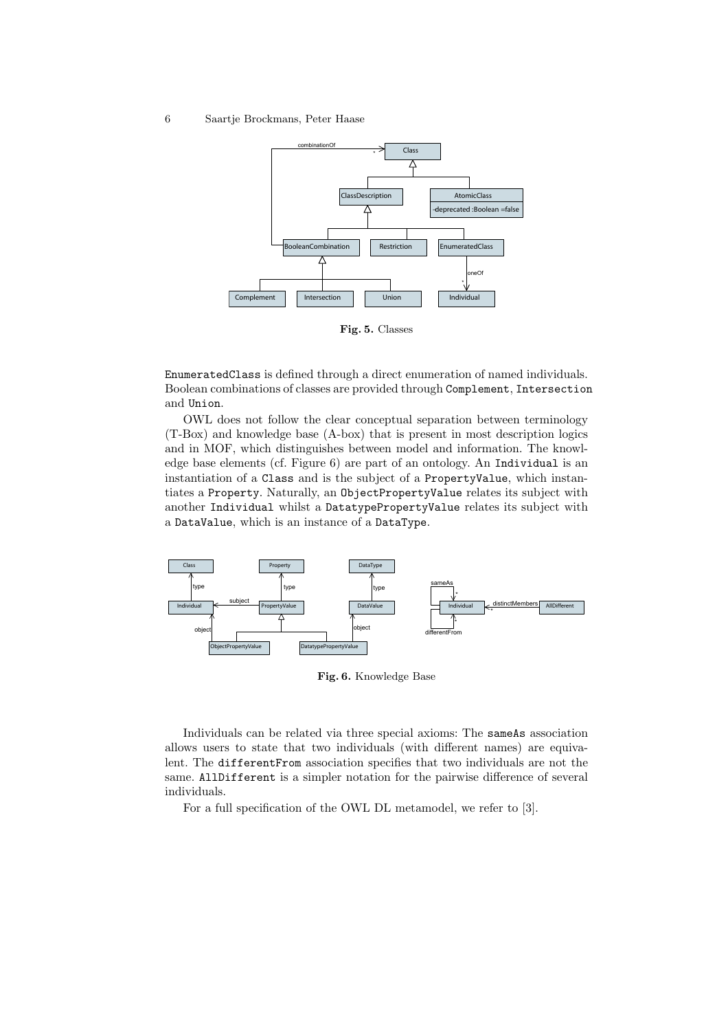combinationOf

Class

ClassDescription

AtomicClass

-deprecated :Boolean =false

BooleanCombination

Restriction

EnumeratedClass

oneOf

Complement

Intersection

Union

Individual

**Fig. 5.** Classes

EnumeratedClass is defined through a direct enumeration of named individuals. Boolean combinations of classes are provided through Complement, Intersection and Union.

OWL does not follow the clear conceptual separation between terminology (T-Box) and knowledge base (A-box) that is present in most description logics and in MOF, which distinguishes between model and information. The knowledge base elements (cf. Figure 6) are part of an ontology. An Individual is an instantiation of a Class and is the subject of a PropertyValue, which instantiates a Property. Naturally, an ObjectPropertyValue relates its subject with another Individual whilst a DatatypePropertyValue relates its subject with a DataValue, which is an instance of a DataType.

Class

Property

DataType

type

type

type

subject

Individual

PropertyValue

DataValue

object

object

ObjectPropertyValue

DatatypePropertyValue

sameAs

Individual

distinctMembers

AllDifferent

differentFrom

**Fig. 6.** Knowledge Base

Individuals can be related via three special axioms: The sameAs association allows users to state that two individuals (with different names) are equivalent. The differentFrom association specifies that two individuals are not the same. AllDifferent is a simpler notation for the pairwise difference of several individuals.

For a full specification of the OWL DL metamodel, we refer to [3].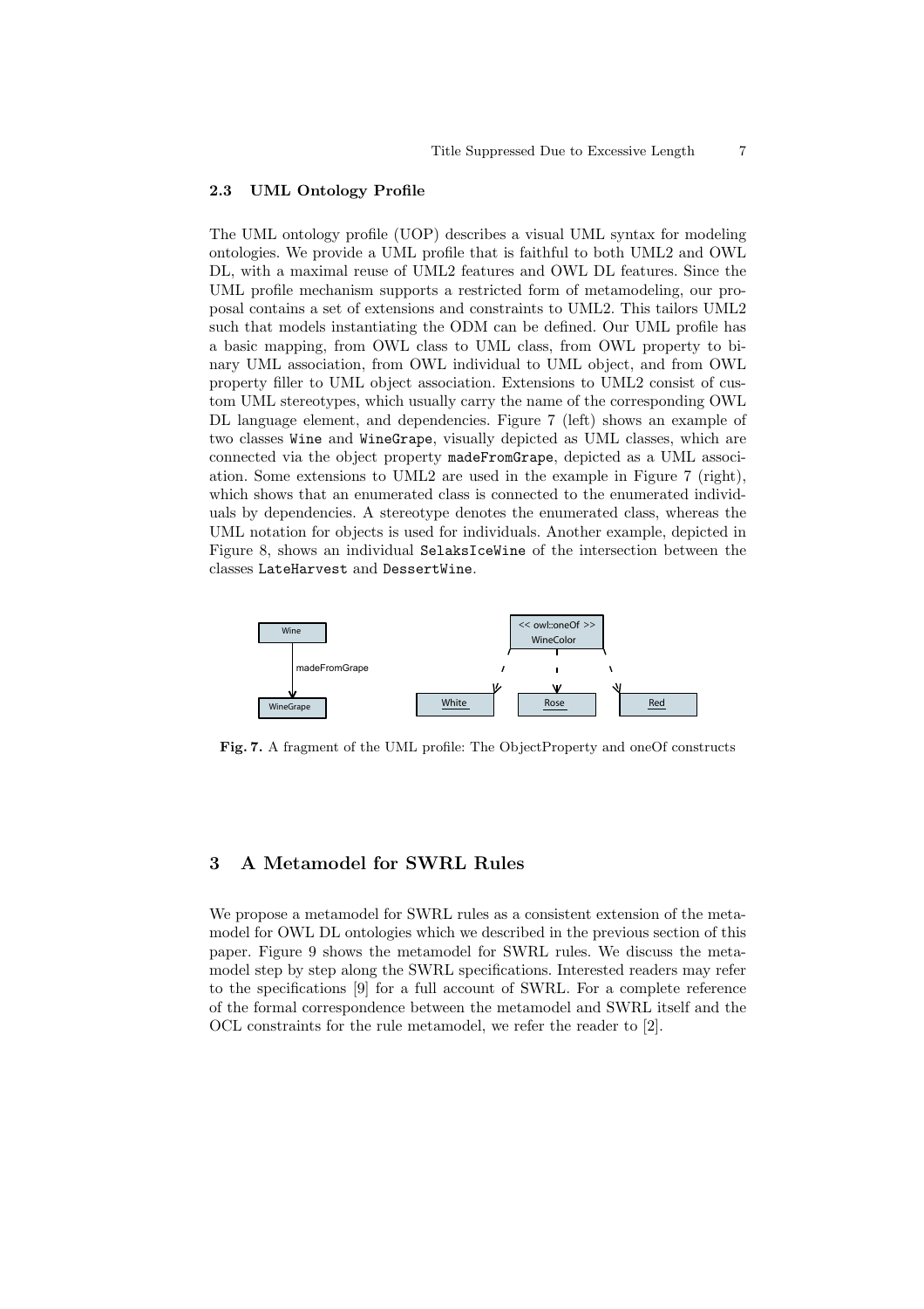### 2.3 UML Ontology Profile

The UML ontology profile (UOP) describes a visual UML syntax for modeling ontologies. We provide a UML profile that is faithful to both UML2 and OWL DL, with a maximal reuse of UML2 features and OWL DL features. Since the UML profile mechanism supports a restricted form of metamodeling, our proposal contains a set of extensions and constraints to UML2. This tailors UML2 such that models instantiating the ODM can be defined. Our UML profile has a basic mapping, from OWL class to UML class, from OWL property to binary UML association, from OWL individual to UML object, and from OWL property filler to UML object association. Extensions to UML2 consist of custom UML stereotypes, which usually carry the name of the corresponding OWL DL language element, and dependencies. Figure 7 (left) shows an example of two classes `Wine` and `WineGrape`, visually depicted as UML classes, which are connected via the object property `madeFromGrape`, depicted as a UML association. Some extensions to UML2 are used in the example in Figure 7 (right), which shows that an enumerated class is connected to the enumerated individuals by dependencies. A stereotype denotes the enumerated class, whereas the UML notation for objects is used for individuals. Another example, depicted in Figure 8, shows an individual `SelaksIceWine` of the intersection between the classes `LateHarvest` and `DessertWine`.

Wine

madeFromGrape

WineGrape

<< owl::oneOf >>
WineColor

White

Rose

Red

**Fig. 7.** A fragment of the UML profile: The ObjectProperty and oneOf constructs

## 3 A Metamodel for SWRL Rules

We propose a metamodel for SWRL rules as a consistent extension of the metamodel for OWL DL ontologies which we described in the previous section of this paper. Figure 9 shows the metamodel for SWRL rules. We discuss the metamodel step by step along the SWRL specifications. Interested readers may refer to the specifications [9] for a full account of SWRL. For a complete reference of the formal correspondence between the metamodel and SWRL itself and the OCL constraints for the rule metamodel, we refer the reader to [2].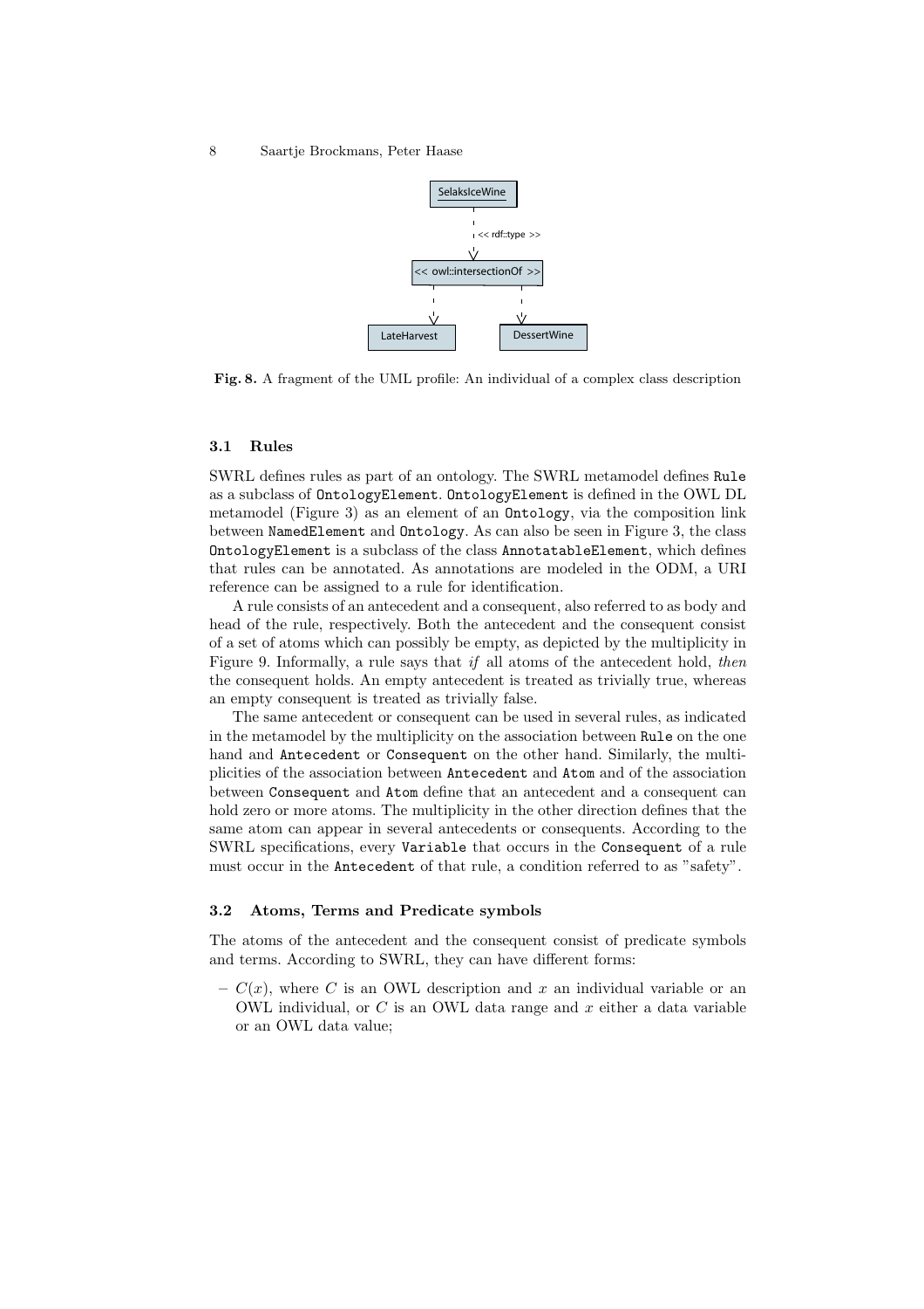SelaksIceWine

<< rdf::type >>

<< owl::intersectionOf >>

LateHarvest

DessertWine

**Fig. 8.** A fragment of the UML profile: An individual of a complex class description

### 3.1 Rules

SWRL defines rules as part of an ontology. The SWRL metamodel defines `Rule` as a subclass of `OntologyElement`. `OntologyElement` is defined in the OWL DL metamodel (Figure 3) as an element of an `Ontology`, via the composition link between `NamedElement` and `Ontology`. As can also be seen in Figure 3, the class `OntologyElement` is a subclass of the class `AnnotatableElement`, which defines that rules can be annotated. As annotations are modeled in the ODM, a URI reference can be assigned to a rule for identification.

A rule consists of an antecedent and a consequent, also referred to as body and head of the rule, respectively. Both the antecedent and the consequent consist of a set of atoms which can possibly be empty, as depicted by the multiplicity in Figure 9. Informally, a rule says that *if* all atoms of the antecedent hold, *then* the consequent holds. An empty antecedent is treated as trivially true, whereas an empty consequent is treated as trivially false.

The same antecedent or consequent can be used in several rules, as indicated in the metamodel by the multiplicity on the association between `Rule` on the one hand and `Antecedent` or `Consequent` on the other hand. Similarly, the multiplicities of the association between `Antecedent` and `Atom` and of the association between `Consequent` and `Atom` define that an antecedent and a consequent can hold zero or more atoms. The multiplicity in the other direction defines that the same atom can appear in several antecedents or consequents. According to the SWRL specifications, every `Variable` that occurs in the `Consequent` of a rule must occur in the `Antecedent` of that rule, a condition referred to as "safety".

### 3.2 Atoms, Terms and Predicate symbols

The atoms of the antecedent and the consequent consist of predicate symbols and terms. According to SWRL, they can have different forms:

- $C(x)$, where $C$ is an OWL description and $x$ an individual variable or an OWL individual, or $C$ is an OWL data range and $x$ either a data variable or an OWL data value;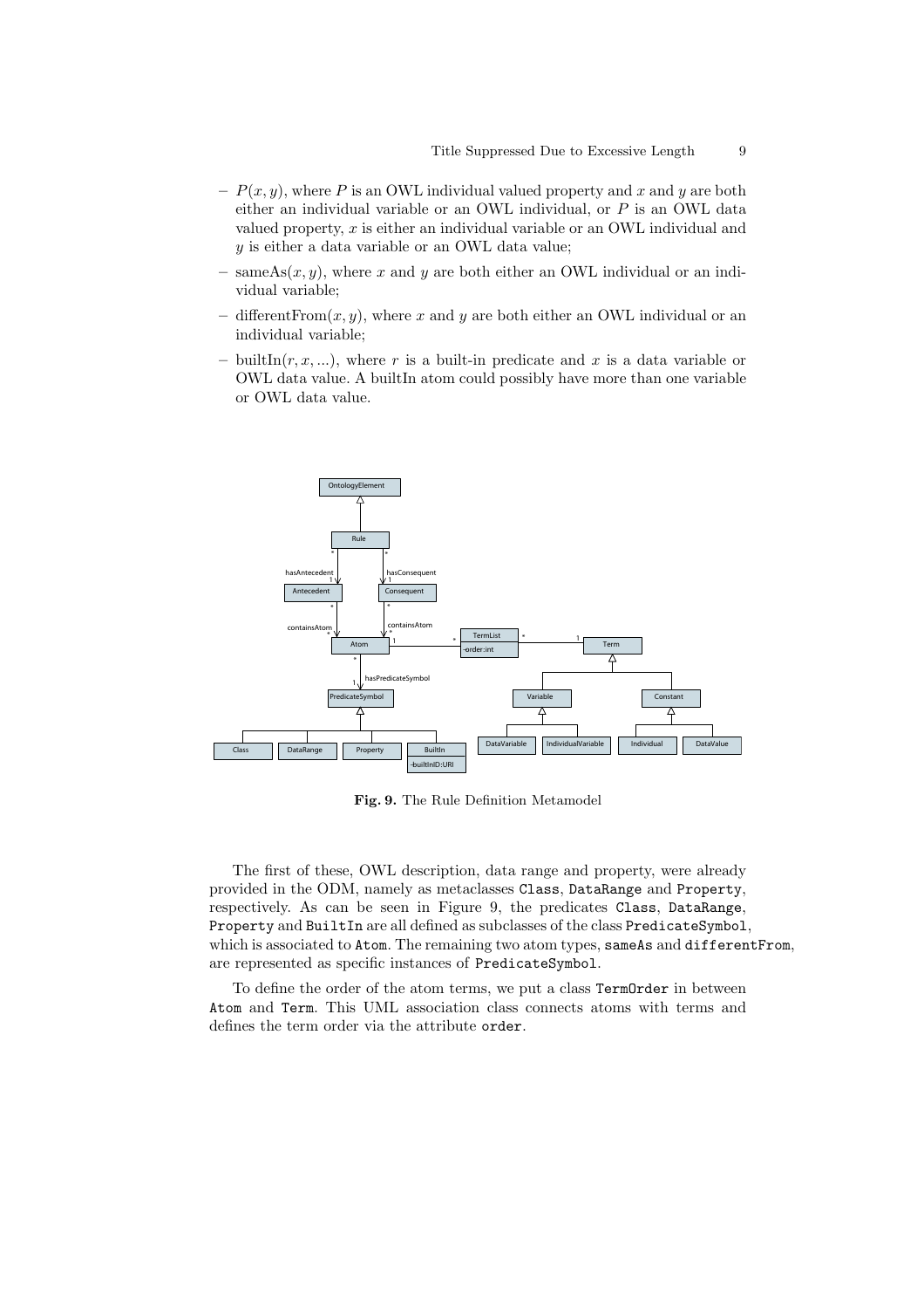- $P(x, y)$, where $P$ is an OWL individual valued property and $x$ and $y$ are both either an individual variable or an OWL individual, or $P$ is an OWL data valued property, $x$ is either an individual variable or an OWL individual and $y$ is either a data variable or an OWL data value;
- sameAs$(x, y)$, where $x$ and $y$ are both either an OWL individual or an individual variable;
- differentFrom$(x, y)$, where $x$ and $y$ are both either an OWL individual or an individual variable;
- builtIn$(r, x, ...)$, where $r$ is a built-in predicate and $x$ is a data variable or OWL data value. A builtIn atom could possibly have more than one variable or OWL data value.

OntologyElement
Rule
hasAntecedent
hasConsequent
Antecedent
Consequent
containsAtom
containsAtom
Atom
TermList
-order:int
Term
hasPredicateSymbol
PredicateSymbol
Variable
Constant
Class
DataRange
Property
BuiltIn
-builtInID:URI
DataVariable
IndividualVariable
Individual
DataValue

**Fig. 9.** The Rule Definition Metamodel

The first of these, OWL description, data range and property, were already provided in the ODM, namely as metaclasses `Class`, `DataRange` and `Property`, respectively. As can be seen in Figure 9, the predicates `Class`, `DataRange`, `Property` and `BuiltIn` are all defined as subclasses of the class `PredicateSymbol`, which is associated to `Atom`. The remaining two atom types, `sameAs` and `differentFrom`, are represented as specific instances of `PredicateSymbol`.

To define the order of the atom terms, we put a class `TermOrder` in between `Atom` and `Term`. This UML association class connects atoms with terms and defines the term order via the attribute `order`.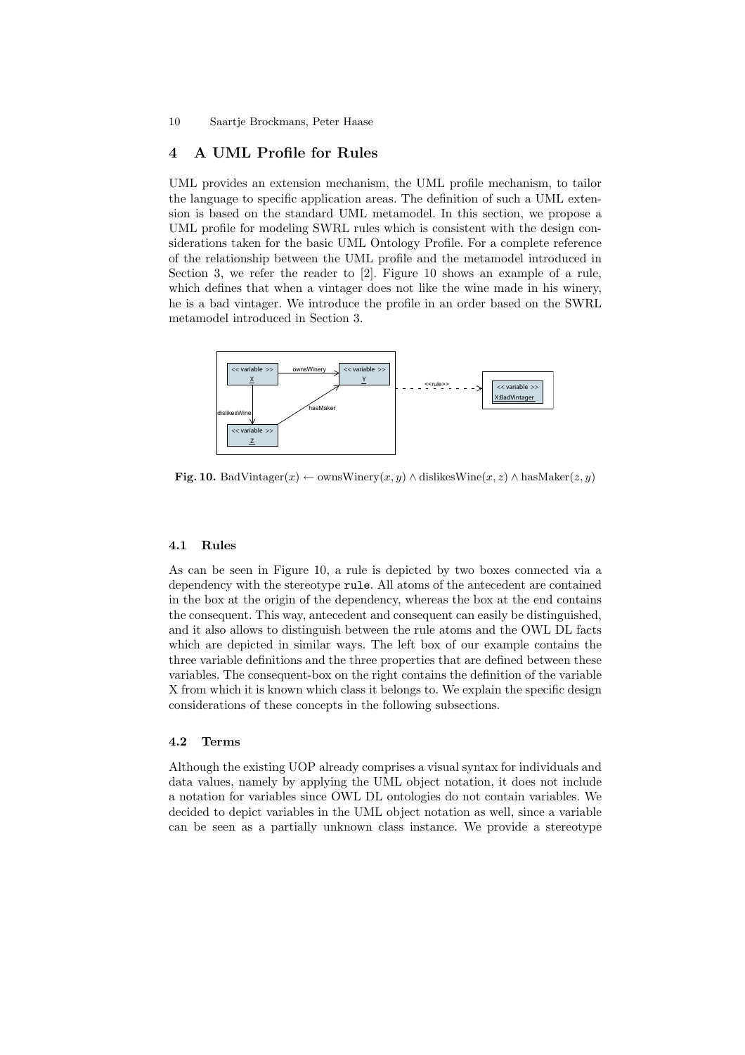## 4 A UML Profile for Rules

UML provides an extension mechanism, the UML profile mechanism, to tailor the language to specific application areas. The definition of such a UML extension is based on the standard UML metamodel. In this section, we propose a UML profile for modeling SWRL rules which is consistent with the design considerations taken for the basic UML Ontology Profile. For a complete reference of the relationship between the UML profile and the metamodel introduced in Section 3, we refer the reader to [2]. Figure 10 shows an example of a rule, which defines that when a vintager does not like the wine made in his winery, he is a bad vintager. We introduce the profile in an order based on the SWRL metamodel introduced in Section 3.

<< variable >>
X
ownsWinery
<< variable >>
Y
dislikesWine
hasMaker
<< variable >>
Z
<<rule>>
<< variable >>
X:BadVintager

**Fig. 10.** $\text{BadVintager}(x) \leftarrow \text{ownsWinery}(x, y) \wedge \text{dislikesWine}(x, z) \wedge \text{hasMaker}(z, y)$

### 4.1 Rules

As can be seen in Figure 10, a rule is depicted by two boxes connected via a dependency with the stereotype `rule`. All atoms of the antecedent are contained in the box at the origin of the dependency, whereas the box at the end contains the consequent. This way, antecedent and consequent can easily be distinguished, and it also allows to distinguish between the rule atoms and the OWL DL facts which are depicted in similar ways. The left box of our example contains the three variable definitions and the three properties that are defined between these variables. The consequent-box on the right contains the definition of the variable X from which it is known which class it belongs to. We explain the specific design considerations of these concepts in the following subsections.

### 4.2 Terms

Although the existing UOP already comprises a visual syntax for individuals and data values, namely by applying the UML object notation, it does not include a notation for variables since OWL DL ontologies do not contain variables. We decided to depict variables in the UML object notation as well, since a variable can be seen as a partially unknown class instance. We provide a stereotype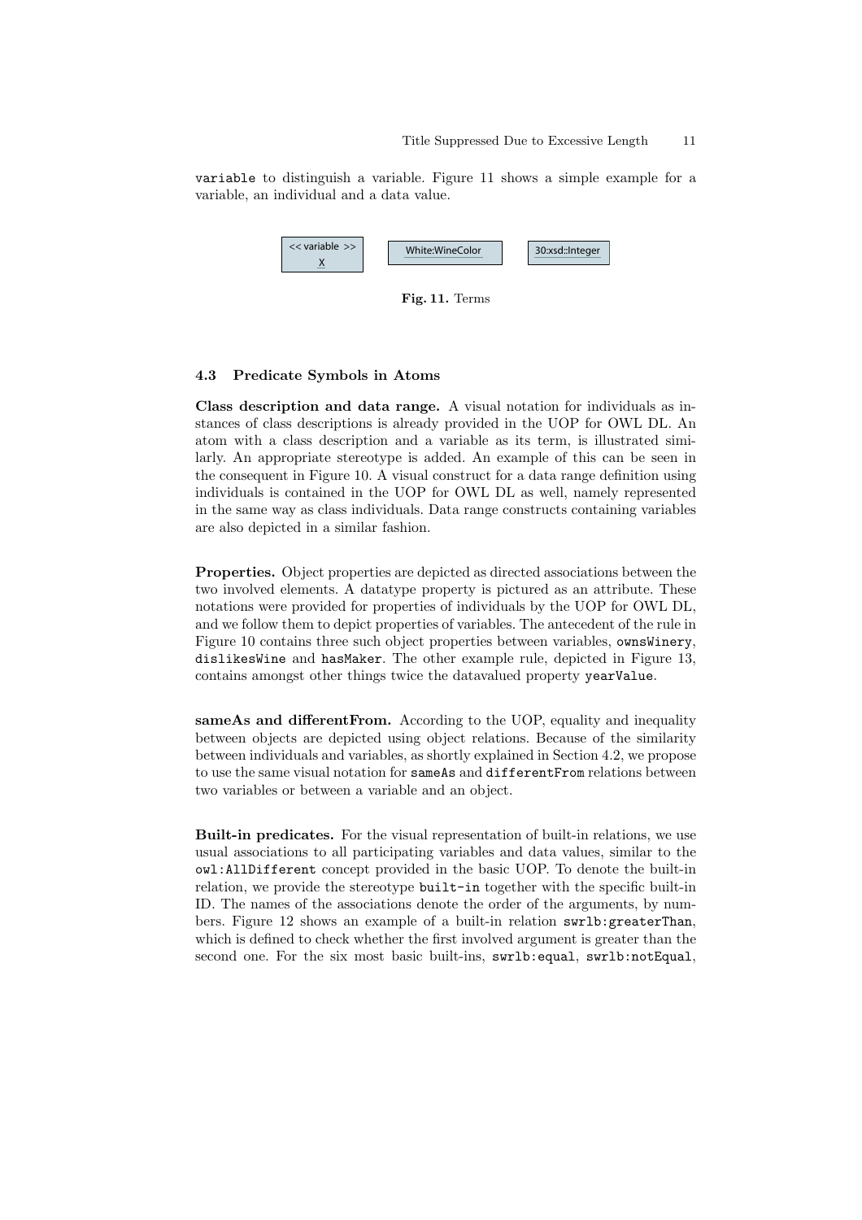`variable` to distinguish a variable. Figure 11 shows a simple example for a variable, an individual and a data value.

<< variable >>
X

White:WineColor

30:xsd::Integer

**Fig. 11.** Terms

### 4.3 Predicate Symbols in Atoms

**Class description and data range.** A visual notation for individuals as instances of class descriptions is already provided in the UOP for OWL DL. An atom with a class description and a variable as its term, is illustrated similarly. An appropriate stereotype is added. An example of this can be seen in the consequent in Figure 10. A visual construct for a data range definition using individuals is contained in the UOP for OWL DL as well, namely represented in the same way as class individuals. Data range constructs containing variables are also depicted in a similar fashion.

**Properties.** Object properties are depicted as directed associations between the two involved elements. A datatype property is pictured as an attribute. These notations were provided for properties of individuals by the UOP for OWL DL, and we follow them to depict properties of variables. The antecedent of the rule in Figure 10 contains three such object properties between variables, `ownsWinery`, `dislikesWine` and `hasMaker`. The other example rule, depicted in Figure 13, contains amongst other things twice the datavalued property `yearValue`.

**sameAs and differentFrom.** According to the UOP, equality and inequality between objects are depicted using object relations. Because of the similarity between individuals and variables, as shortly explained in Section 4.2, we propose to use the same visual notation for `sameAs` and `differentFrom` relations between two variables or between a variable and an object.

**Built-in predicates.** For the visual representation of built-in relations, we use usual associations to all participating variables and data values, similar to the `owl:AllDifferent` concept provided in the basic UOP. To denote the built-in relation, we provide the stereotype `built-in` together with the specific built-in ID. The names of the associations denote the order of the arguments, by numbers. Figure 12 shows an example of a built-in relation `swrlb:greaterThan`, which is defined to check whether the first involved argument is greater than the second one. For the six most basic built-ins, `swrlb:equal`, `swrlb:notEqual`,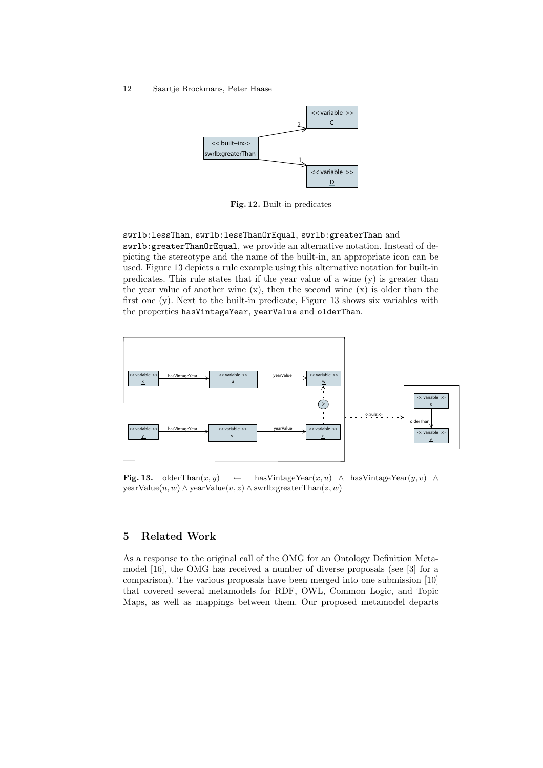<< variable >>
C
2
<< built–in>>
swrlb:greaterThan
1
<< variable >>
D

**Fig. 12.** Built-in predicates

swrlb:lessThan, swrlb:lessThanOrEqual, swrlb:greaterThan and swrlb:greaterThanOrEqual, we provide an alternative notation. Instead of depicting the stereotype and the name of the built-in, an appropriate icon can be used. Figure 13 depicts a rule example using this alternative notation for built-in predicates. This rule states that if the year value of a wine (y) is greater than the year value of another wine (x), then the second wine (x) is older than the first one (y). Next to the built-in predicate, Figure 13 shows six variables with the properties hasVintageYear, yearValue and olderThan.

<< variable >> x
hasVintageYear
<< variable >> u
yearValue
<< variable >> w
>
<< variable >> y
hasVintageYear
<< variable >> v
yearValue
<< variable >> z
<<rule>>
<< variable >> x
olderThan
<< variable >> y

**Fig. 13.** olderThan$(x, y)$ $\leftarrow$ hasVintageYear$(x, u)$ $\wedge$ hasVintageYear$(y, v)$ $\wedge$ yearValue$(u, w) \wedge$ yearValue$(v, z) \wedge$ swrlb:greaterThan$(z, w)$

## 5 Related Work

As a response to the original call of the OMG for an Ontology Definition Metamodel [16], the OMG has received a number of diverse proposals (see [3] for a comparison). The various proposals have been merged into one submission [10] that covered several metamodels for RDF, OWL, Common Logic, and Topic Maps, as well as mappings between them. Our proposed metamodel departs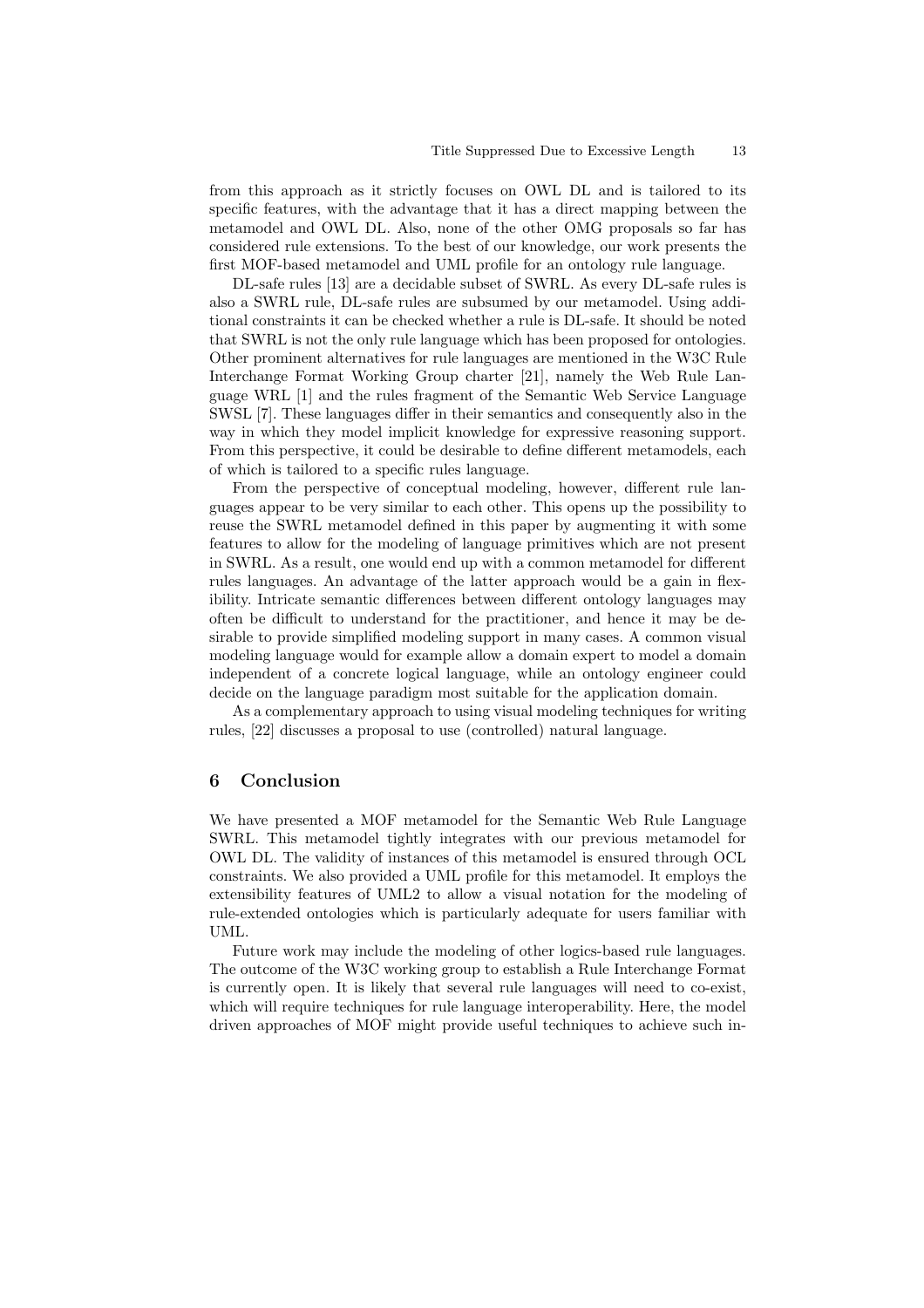from this approach as it strictly focuses on OWL DL and is tailored to its specific features, with the advantage that it has a direct mapping between the metamodel and OWL DL. Also, none of the other OMG proposals so far has considered rule extensions. To the best of our knowledge, our work presents the first MOF-based metamodel and UML profile for an ontology rule language.

DL-safe rules [13] are a decidable subset of SWRL. As every DL-safe rules is also a SWRL rule, DL-safe rules are subsumed by our metamodel. Using additional constraints it can be checked whether a rule is DL-safe. It should be noted that SWRL is not the only rule language which has been proposed for ontologies. Other prominent alternatives for rule languages are mentioned in the W3C Rule Interchange Format Working Group charter [21], namely the Web Rule Language WRL [1] and the rules fragment of the Semantic Web Service Language SWSL [7]. These languages differ in their semantics and consequently also in the way in which they model implicit knowledge for expressive reasoning support. From this perspective, it could be desirable to define different metamodels, each of which is tailored to a specific rules language.

From the perspective of conceptual modeling, however, different rule languages appear to be very similar to each other. This opens up the possibility to reuse the SWRL metamodel defined in this paper by augmenting it with some features to allow for the modeling of language primitives which are not present in SWRL. As a result, one would end up with a common metamodel for different rules languages. An advantage of the latter approach would be a gain in flexibility. Intricate semantic differences between different ontology languages may often be difficult to understand for the practitioner, and hence it may be desirable to provide simplified modeling support in many cases. A common visual modeling language would for example allow a domain expert to model a domain independent of a concrete logical language, while an ontology engineer could decide on the language paradigm most suitable for the application domain.

As a complementary approach to using visual modeling techniques for writing rules, [22] discusses a proposal to use (controlled) natural language.

## 6 Conclusion

We have presented a MOF metamodel for the Semantic Web Rule Language SWRL. This metamodel tightly integrates with our previous metamodel for OWL DL. The validity of instances of this metamodel is ensured through OCL constraints. We also provided a UML profile for this metamodel. It employs the extensibility features of UML2 to allow a visual notation for the modeling of rule-extended ontologies which is particularly adequate for users familiar with UML.

Future work may include the modeling of other logics-based rule languages. The outcome of the W3C working group to establish a Rule Interchange Format is currently open. It is likely that several rule languages will need to co-exist, which will require techniques for rule language interoperability. Here, the model driven approaches of MOF might provide useful techniques to achieve such in-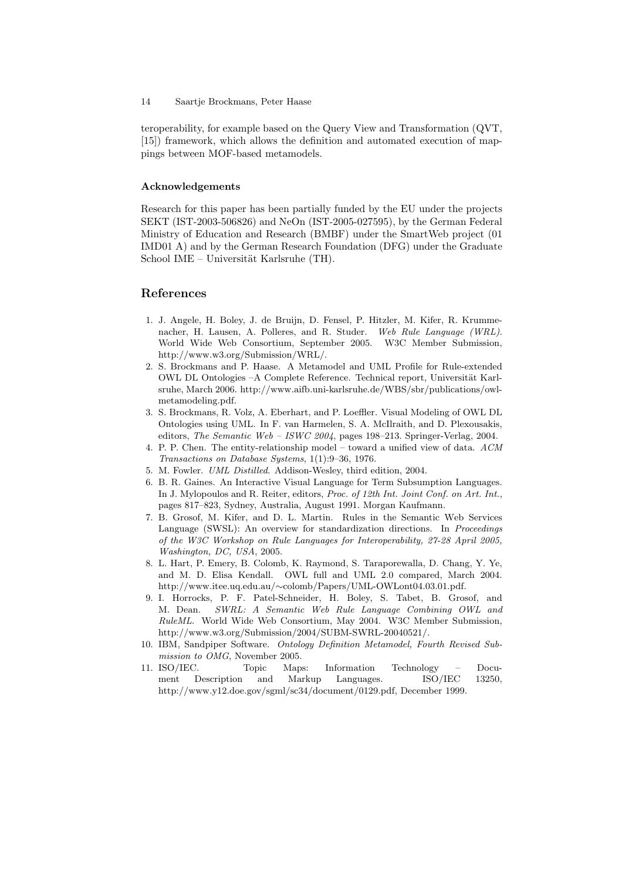teroperability, for example based on the Query View and Transformation (QVT, [15]) framework, which allows the definition and automated execution of mappings between MOF-based metamodels.

### Acknowledgements

Research for this paper has been partially funded by the EU under the projects SEKT (IST-2003-506826) and NeOn (IST-2005-027595), by the German Federal Ministry of Education and Research (BMBF) under the SmartWeb project (01 IMD01 A) and by the German Research Foundation (DFG) under the Graduate School IME – Universität Karlsruhe (TH).

## References

1. J. Angele, H. Boley, J. de Bruijn, D. Fensel, P. Hitzler, M. Kifer, R. Krummenacher, H. Lausen, A. Polleres, and R. Studer. *Web Rule Language (WRL)*. World Wide Web Consortium, September 2005. W3C Member Submission, http://www.w3.org/Submission/WRL/.
2. S. Brockmans and P. Haase. A Metamodel and UML Profile for Rule-extended OWL DL Ontologies –A Complete Reference. Technical report, Universität Karlsruhe, March 2006. http://www.aifb.uni-karlsruhe.de/WBS/sbr/publications/owl-metamodeling.pdf.
3. S. Brockmans, R. Volz, A. Eberhart, and P. Loeffler. Visual Modeling of OWL DL Ontologies using UML. In F. van Harmelen, S. A. McIlraith, and D. Plexousakis, editors, *The Semantic Web – ISWC 2004*, pages 198–213. Springer-Verlag, 2004.
4. P. P. Chen. The entity-relationship model – toward a unified view of data. *ACM Transactions on Database Systems*, 1(1):9–36, 1976.
5. M. Fowler. *UML Distilled*. Addison-Wesley, third edition, 2004.
6. B. R. Gaines. An Interactive Visual Language for Term Subsumption Languages. In J. Mylopoulos and R. Reiter, editors, *Proc. of 12th Int. Joint Conf. on Art. Int.*, pages 817–823, Sydney, Australia, August 1991. Morgan Kaufmann.
7. B. Grosof, M. Kifer, and D. L. Martin. Rules in the Semantic Web Services Language (SWSL): An overview for standardization directions. In *Proceedings of the W3C Workshop on Rule Languages for Interoperability, 27-28 April 2005, Washington, DC, USA*, 2005.
8. L. Hart, P. Emery, B. Colomb, K. Raymond, S. Taraporewalla, D. Chang, Y. Ye, and M. D. Elisa Kendall. OWL full and UML 2.0 compared, March 2004. http://www.itee.uq.edu.au/∼colomb/Papers/UML-OWLont04.03.01.pdf.
9. I. Horrocks, P. F. Patel-Schneider, H. Boley, S. Tabet, B. Grosof, and M. Dean. *SWRL: A Semantic Web Rule Language Combining OWL and RuleML*. World Wide Web Consortium, May 2004. W3C Member Submission, http://www.w3.org/Submission/2004/SUBM-SWRL-20040521/.
10. IBM, Sandpiper Software. *Ontology Definition Metamodel, Fourth Revised Submission to OMG*, November 2005.
11. ISO/IEC. Topic Maps: Information Technology – Document Description and Markup Languages. ISO/IEC 13250, http://www.y12.doe.gov/sgml/sc34/document/0129.pdf, December 1999.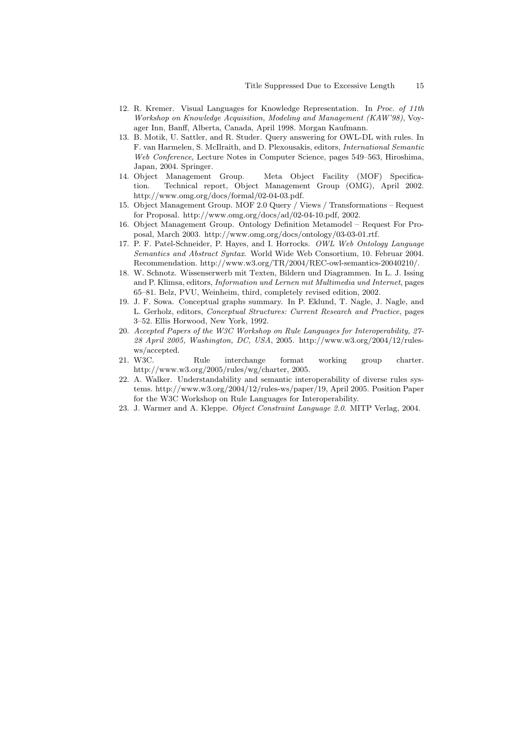12. R. Kremer. Visual Languages for Knowledge Representation. In *Proc. of 11th Workshop on Knowledge Acquisition, Modeling and Management (KAW'98)*, Voyager Inn, Banff, Alberta, Canada, April 1998. Morgan Kaufmann.
13. B. Motik, U. Sattler, and R. Studer. Query answering for OWL-DL with rules. In F. van Harmelen, S. McIlraith, and D. Plexousakis, editors, *International Semantic Web Conference*, Lecture Notes in Computer Science, pages 549–563, Hiroshima, Japan, 2004. Springer.
14. Object Management Group. Meta Object Facility (MOF) Specification. Technical report, Object Management Group (OMG), April 2002. http://www.omg.org/docs/formal/02-04-03.pdf.
15. Object Management Group. MOF 2.0 Query / Views / Transformations – Request for Proposal. http://www.omg.org/docs/ad/02-04-10.pdf, 2002.
16. Object Management Group. Ontology Definition Metamodel – Request For Proposal, March 2003. http://www.omg.org/docs/ontology/03-03-01.rtf.
17. P. F. Patel-Schneider, P. Hayes, and I. Horrocks. *OWL Web Ontology Language Semantics and Abstract Syntax*. World Wide Web Consortium, 10. Februar 2004. Recommendation. http://www.w3.org/TR/2004/REC-owl-semantics-20040210/.
18. W. Schnotz. Wissenserwerb mit Texten, Bildern und Diagrammen. In L. J. Issing and P. Klimsa, editors, *Information und Lernen mit Multimedia und Internet*, pages 65–81. Belz, PVU, Weinheim, third, completely revised edition, 2002.
19. J. F. Sowa. Conceptual graphs summary. In P. Eklund, T. Nagle, J. Nagle, and L. Gerholz, editors, *Conceptual Structures: Current Research and Practice*, pages 3–52. Ellis Horwood, New York, 1992.
20. *Accepted Papers of the W3C Workshop on Rule Languages for Interoperability, 27-28 April 2005, Washington, DC, USA*, 2005. http://www.w3.org/2004/12/rules-ws/accepted.
21. W3C. Rule interchange format working group charter. http://www.w3.org/2005/rules/wg/charter, 2005.
22. A. Walker. Understandability and semantic interoperability of diverse rules systems. http://www.w3.org/2004/12/rules-ws/paper/19, April 2005. Position Paper for the W3C Workshop on Rule Languages for Interoperability.
23. J. Warmer and A. Kleppe. *Object Constraint Language 2.0*. MITP Verlag, 2004.